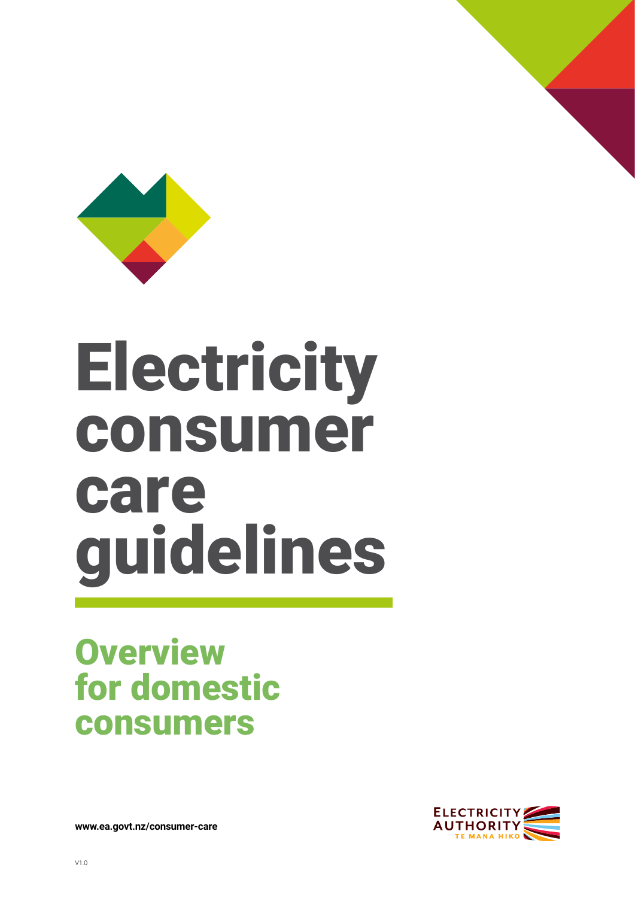# Electricity consumer care guidelines

## Overview for domestic consumers

**www.ea.govt.nz/consumer-care**

ELECTRICITY AUTHORITY
TE MANA HIKO

V1.0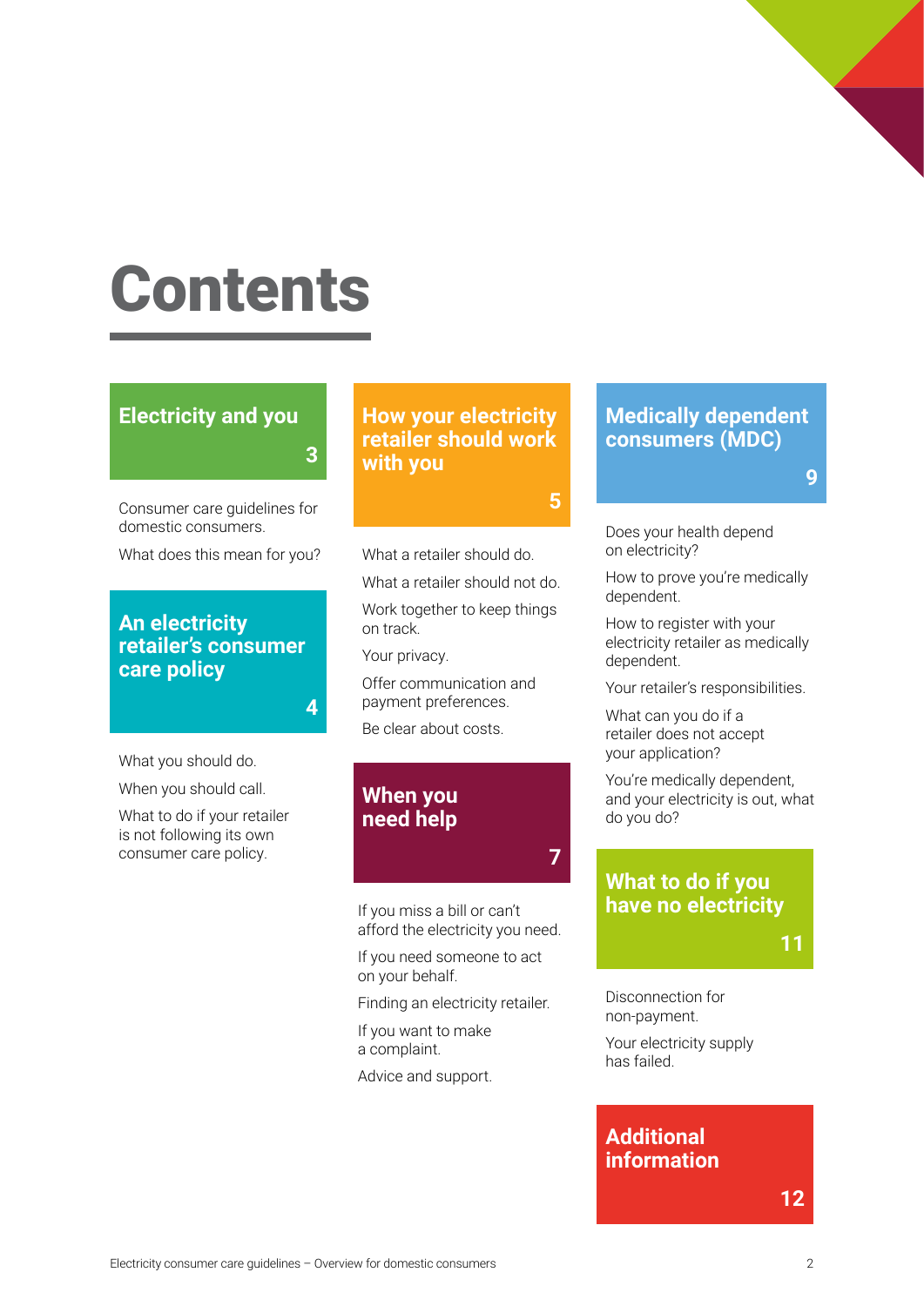# Contents

## Electricity and you — 3

Consumer care guidelines for domestic consumers.

What does this mean for you?

## An electricity retailer's consumer care policy — 4

What you should do.

When you should call.

What to do if your retailer is not following its own consumer care policy.

## How your electricity retailer should work with you — 5

What a retailer should do.

What a retailer should not do.

Work together to keep things on track.

Your privacy.

Offer communication and payment preferences.

Be clear about costs.

## When you need help — 7

If you miss a bill or can't afford the electricity you need.

If you need someone to act on your behalf.

Finding an electricity retailer.

If you want to make a complaint.

Advice and support.

## Medically dependent consumers (MDC) — 9

Does your health depend on electricity?

How to prove you're medically dependent.

How to register with your electricity retailer as medically dependent.

Your retailer's responsibilities.

What can you do if a retailer does not accept your application?

You're medically dependent, and your electricity is out, what do you do?

## What to do if you have no electricity — 11

Disconnection for non-payment.

Your electricity supply has failed.

## Additional information — 12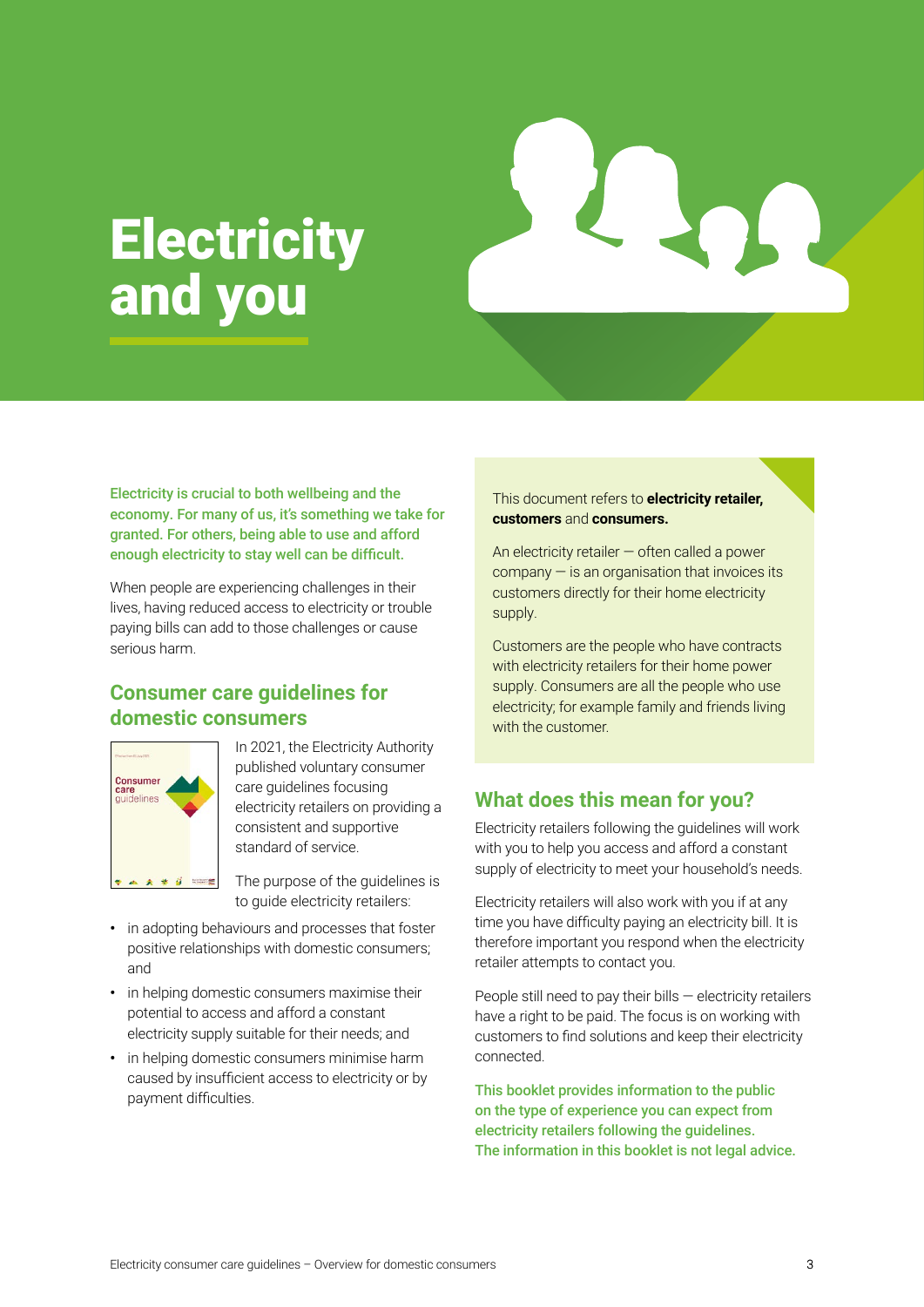# Electricity and you

**Electricity is crucial to both wellbeing and the economy. For many of us, it's something we take for granted. For others, being able to use and afford enough electricity to stay well can be difficult.**

When people are experiencing challenges in their lives, having reduced access to electricity or trouble paying bills can add to those challenges or cause serious harm.

## Consumer care guidelines for domestic consumers

In 2021, the Electricity Authority published voluntary consumer care guidelines focusing electricity retailers on providing a consistent and supportive standard of service.

The purpose of the guidelines is to guide electricity retailers:

- in adopting behaviours and processes that foster positive relationships with domestic consumers; and
- in helping domestic consumers maximise their potential to access and afford a constant electricity supply suitable for their needs; and
- in helping domestic consumers minimise harm caused by insufficient access to electricity or by payment difficulties.

This document refers to **electricity retailer, customers** and **consumers.**

An electricity retailer — often called a power company — is an organisation that invoices its customers directly for their home electricity supply.

Customers are the people who have contracts with electricity retailers for their home power supply. Consumers are all the people who use electricity; for example family and friends living with the customer.

## What does this mean for you?

Electricity retailers following the guidelines will work with you to help you access and afford a constant supply of electricity to meet your household's needs.

Electricity retailers will also work with you if at any time you have difficulty paying an electricity bill. It is therefore important you respond when the electricity retailer attempts to contact you.

People still need to pay their bills — electricity retailers have a right to be paid. The focus is on working with customers to find solutions and keep their electricity connected.

**This booklet provides information to the public on the type of experience you can expect from electricity retailers following the guidelines. The information in this booklet is not legal advice.**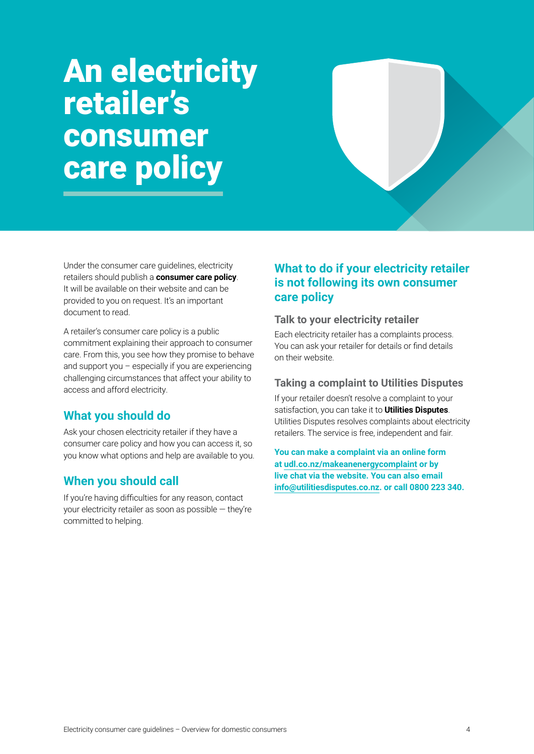# An electricity retailer's consumer care policy

Under the consumer care guidelines, electricity retailers should publish a **consumer care policy**. It will be available on their website and can be provided to you on request. It's an important document to read.

A retailer's consumer care policy is a public commitment explaining their approach to consumer care. From this, you see how they promise to behave and support you – especially if you are experiencing challenging circumstances that affect your ability to access and afford electricity.

## What you should do

Ask your chosen electricity retailer if they have a consumer care policy and how you can access it, so you know what options and help are available to you.

## When you should call

If you're having difficulties for any reason, contact your electricity retailer as soon as possible — they're committed to helping.

## What to do if your electricity retailer is not following its own consumer care policy

### Talk to your electricity retailer

Each electricity retailer has a complaints process. You can ask your retailer for details or find details on their website.

### Taking a complaint to Utilities Disputes

If your retailer doesn't resolve a complaint to your satisfaction, you can take it to **Utilities Disputes**. Utilities Disputes resolves complaints about electricity retailers. The service is free, independent and fair.

**You can make a complaint via an online form at udl.co.nz/makeanenergycomplaint or by live chat via the website. You can also email info@utilitiesdisputes.co.nz. or call 0800 223 340.**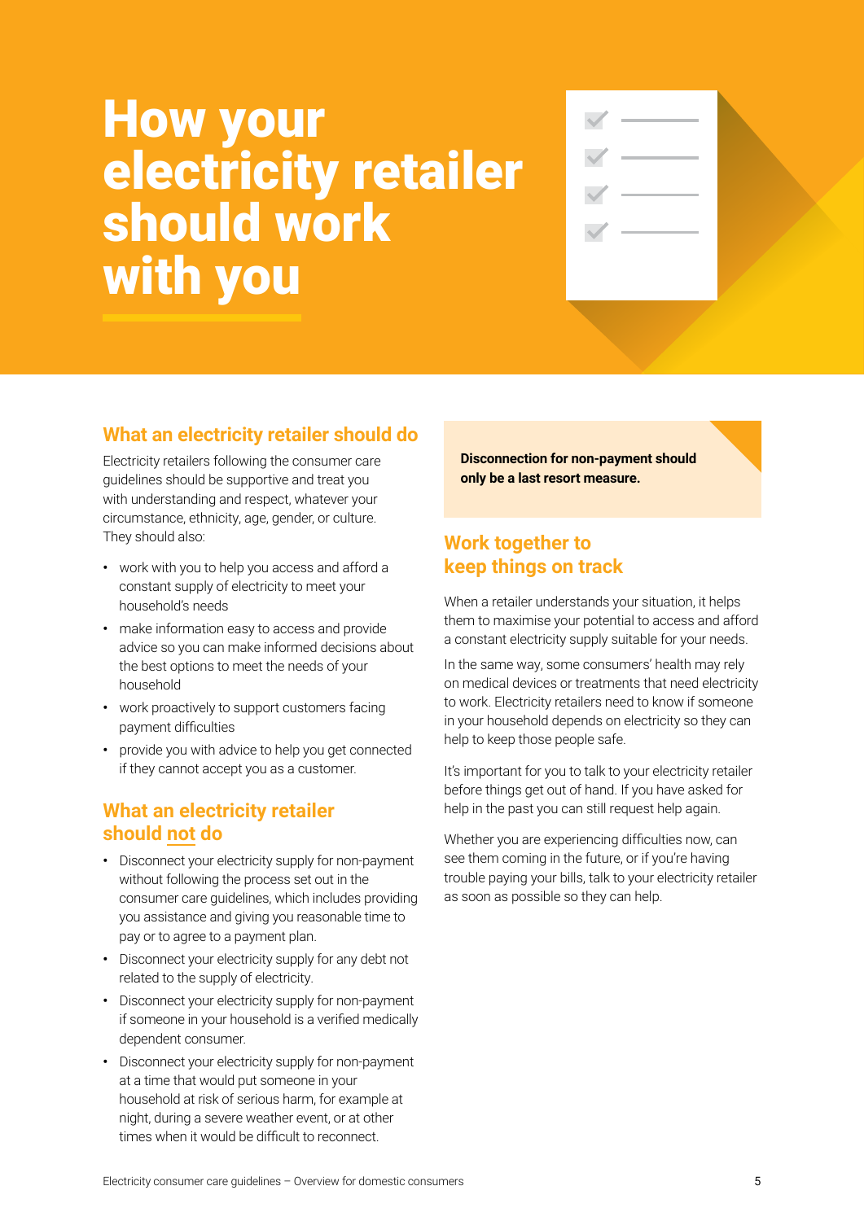# How your electricity retailer should work with you

## What an electricity retailer should do

Electricity retailers following the consumer care guidelines should be supportive and treat you with understanding and respect, whatever your circumstance, ethnicity, age, gender, or culture. They should also:

- work with you to help you access and afford a constant supply of electricity to meet your household's needs
- make information easy to access and provide advice so you can make informed decisions about the best options to meet the needs of your household
- work proactively to support customers facing payment difficulties
- provide you with advice to help you get connected if they cannot accept you as a customer.

## What an electricity retailer should not do

- Disconnect your electricity supply for non-payment without following the process set out in the consumer care guidelines, which includes providing you assistance and giving you reasonable time to pay or to agree to a payment plan.
- Disconnect your electricity supply for any debt not related to the supply of electricity.
- Disconnect your electricity supply for non-payment if someone in your household is a verified medically dependent consumer.
- Disconnect your electricity supply for non-payment at a time that would put someone in your household at risk of serious harm, for example at night, during a severe weather event, or at other times when it would be difficult to reconnect.

**Disconnection for non-payment should only be a last resort measure.**

## Work together to keep things on track

When a retailer understands your situation, it helps them to maximise your potential to access and afford a constant electricity supply suitable for your needs.

In the same way, some consumers' health may rely on medical devices or treatments that need electricity to work. Electricity retailers need to know if someone in your household depends on electricity so they can help to keep those people safe.

It's important for you to talk to your electricity retailer before things get out of hand. If you have asked for help in the past you can still request help again.

Whether you are experiencing difficulties now, can see them coming in the future, or if you're having trouble paying your bills, talk to your electricity retailer as soon as possible so they can help.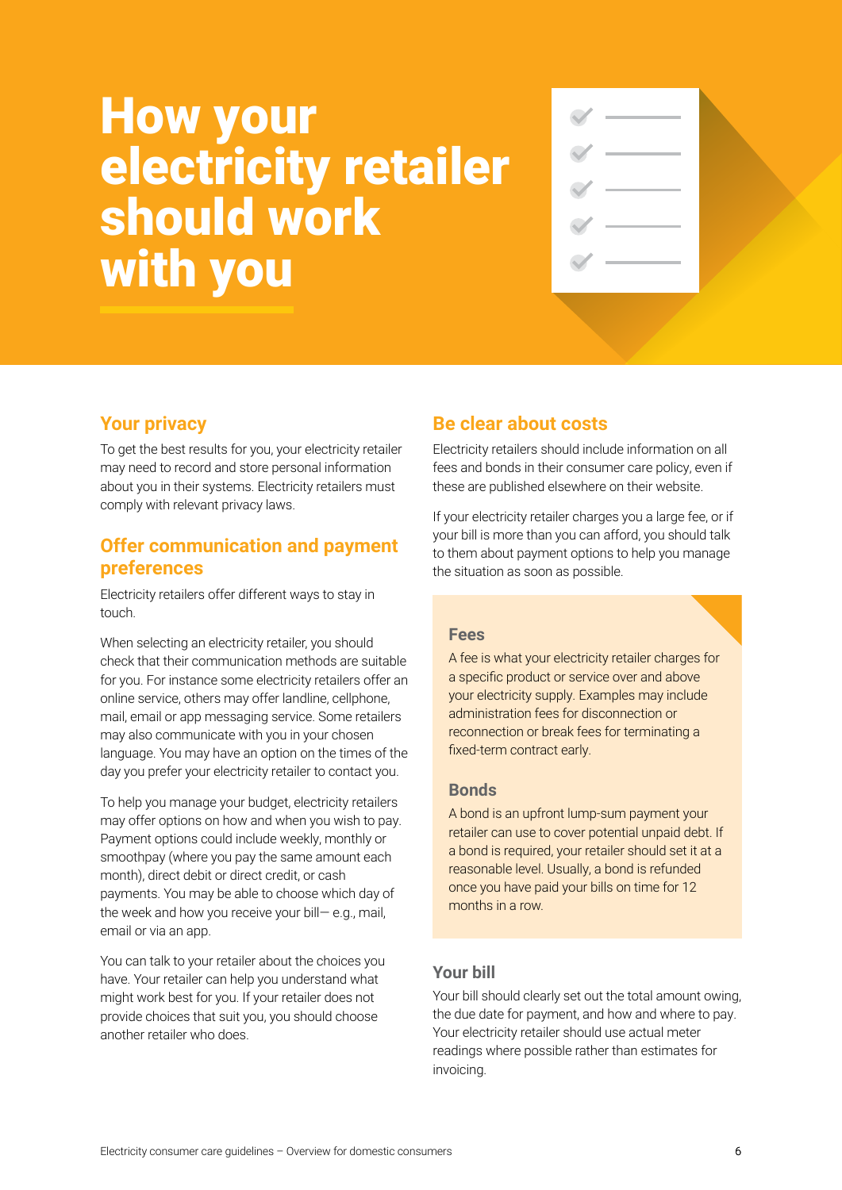# How your electricity retailer should work with you

## Your privacy

To get the best results for you, your electricity retailer may need to record and store personal information about you in their systems. Electricity retailers must comply with relevant privacy laws.

## Offer communication and payment preferences

Electricity retailers offer different ways to stay in touch.

When selecting an electricity retailer, you should check that their communication methods are suitable for you. For instance some electricity retailers offer an online service, others may offer landline, cellphone, mail, email or app messaging service. Some retailers may also communicate with you in your chosen language. You may have an option on the times of the day you prefer your electricity retailer to contact you.

To help you manage your budget, electricity retailers may offer options on how and when you wish to pay. Payment options could include weekly, monthly or smoothpay (where you pay the same amount each month), direct debit or direct credit, or cash payments. You may be able to choose which day of the week and how you receive your bill— e.g., mail, email or via an app.

You can talk to your retailer about the choices you have. Your retailer can help you understand what might work best for you. If your retailer does not provide choices that suit you, you should choose another retailer who does.

## Be clear about costs

Electricity retailers should include information on all fees and bonds in their consumer care policy, even if these are published elsewhere on their website.

If your electricity retailer charges you a large fee, or if your bill is more than you can afford, you should talk to them about payment options to help you manage the situation as soon as possible.

### Fees

A fee is what your electricity retailer charges for a specific product or service over and above your electricity supply. Examples may include administration fees for disconnection or reconnection or break fees for terminating a fixed-term contract early.

### Bonds

A bond is an upfront lump-sum payment your retailer can use to cover potential unpaid debt. If a bond is required, your retailer should set it at a reasonable level. Usually, a bond is refunded once you have paid your bills on time for 12 months in a row.

### Your bill

Your bill should clearly set out the total amount owing, the due date for payment, and how and where to pay. Your electricity retailer should use actual meter readings where possible rather than estimates for invoicing.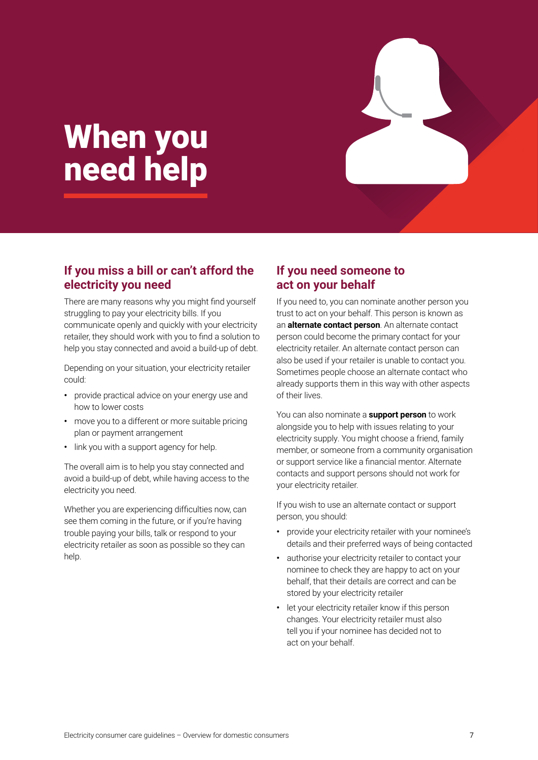# When you need help

## If you miss a bill or can't afford the electricity you need

There are many reasons why you might find yourself struggling to pay your electricity bills. If you communicate openly and quickly with your electricity retailer, they should work with you to find a solution to help you stay connected and avoid a build-up of debt.

Depending on your situation, your electricity retailer could:

- provide practical advice on your energy use and how to lower costs
- move you to a different or more suitable pricing plan or payment arrangement
- link you with a support agency for help.

The overall aim is to help you stay connected and avoid a build-up of debt, while having access to the electricity you need.

Whether you are experiencing difficulties now, can see them coming in the future, or if you're having trouble paying your bills, talk or respond to your electricity retailer as soon as possible so they can help.

## If you need someone to act on your behalf

If you need to, you can nominate another person you trust to act on your behalf. This person is known as an **alternate contact person**. An alternate contact person could become the primary contact for your electricity retailer. An alternate contact person can also be used if your retailer is unable to contact you. Sometimes people choose an alternate contact who already supports them in this way with other aspects of their lives.

You can also nominate a **support person** to work alongside you to help with issues relating to your electricity supply. You might choose a friend, family member, or someone from a community organisation or support service like a financial mentor. Alternate contacts and support persons should not work for your electricity retailer.

If you wish to use an alternate contact or support person, you should:

- provide your electricity retailer with your nominee's details and their preferred ways of being contacted
- authorise your electricity retailer to contact your nominee to check they are happy to act on your behalf, that their details are correct and can be stored by your electricity retailer
- let your electricity retailer know if this person changes. Your electricity retailer must also tell you if your nominee has decided not to act on your behalf.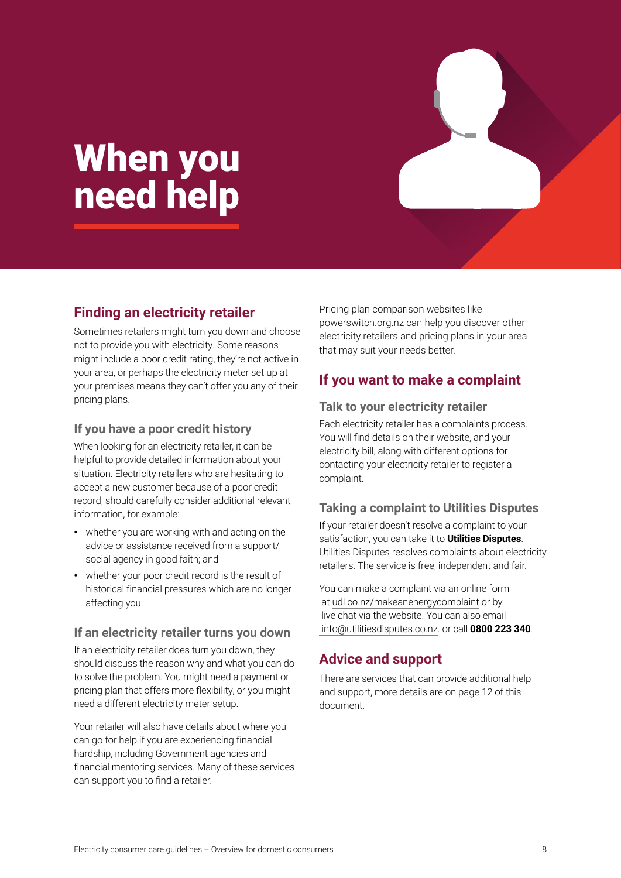# When you need help

## Finding an electricity retailer

Sometimes retailers might turn you down and choose not to provide you with electricity. Some reasons might include a poor credit rating, they're not active in your area, or perhaps the electricity meter set up at your premises means they can't offer you any of their pricing plans.

### If you have a poor credit history

When looking for an electricity retailer, it can be helpful to provide detailed information about your situation. Electricity retailers who are hesitating to accept a new customer because of a poor credit record, should carefully consider additional relevant information, for example:

- whether you are working with and acting on the advice or assistance received from a support/ social agency in good faith; and
- whether your poor credit record is the result of historical financial pressures which are no longer affecting you.

### If an electricity retailer turns you down

If an electricity retailer does turn you down, they should discuss the reason why and what you can do to solve the problem. You might need a payment or pricing plan that offers more flexibility, or you might need a different electricity meter setup.

Your retailer will also have details about where you can go for help if you are experiencing financial hardship, including Government agencies and financial mentoring services. Many of these services can support you to find a retailer.

Pricing plan comparison websites like powerswitch.org.nz can help you discover other electricity retailers and pricing plans in your area that may suit your needs better.

## If you want to make a complaint

### Talk to your electricity retailer

Each electricity retailer has a complaints process. You will find details on their website, and your electricity bill, along with different options for contacting your electricity retailer to register a complaint.

### Taking a complaint to Utilities Disputes

If your retailer doesn't resolve a complaint to your satisfaction, you can take it to **Utilities Disputes**. Utilities Disputes resolves complaints about electricity retailers. The service is free, independent and fair.

You can make a complaint via an online form at udl.co.nz/makeanenergycomplaint or by live chat via the website. You can also email info@utilitiesdisputes.co.nz. or call **0800 223 340**.

## Advice and support

There are services that can provide additional help and support, more details are on page 12 of this document.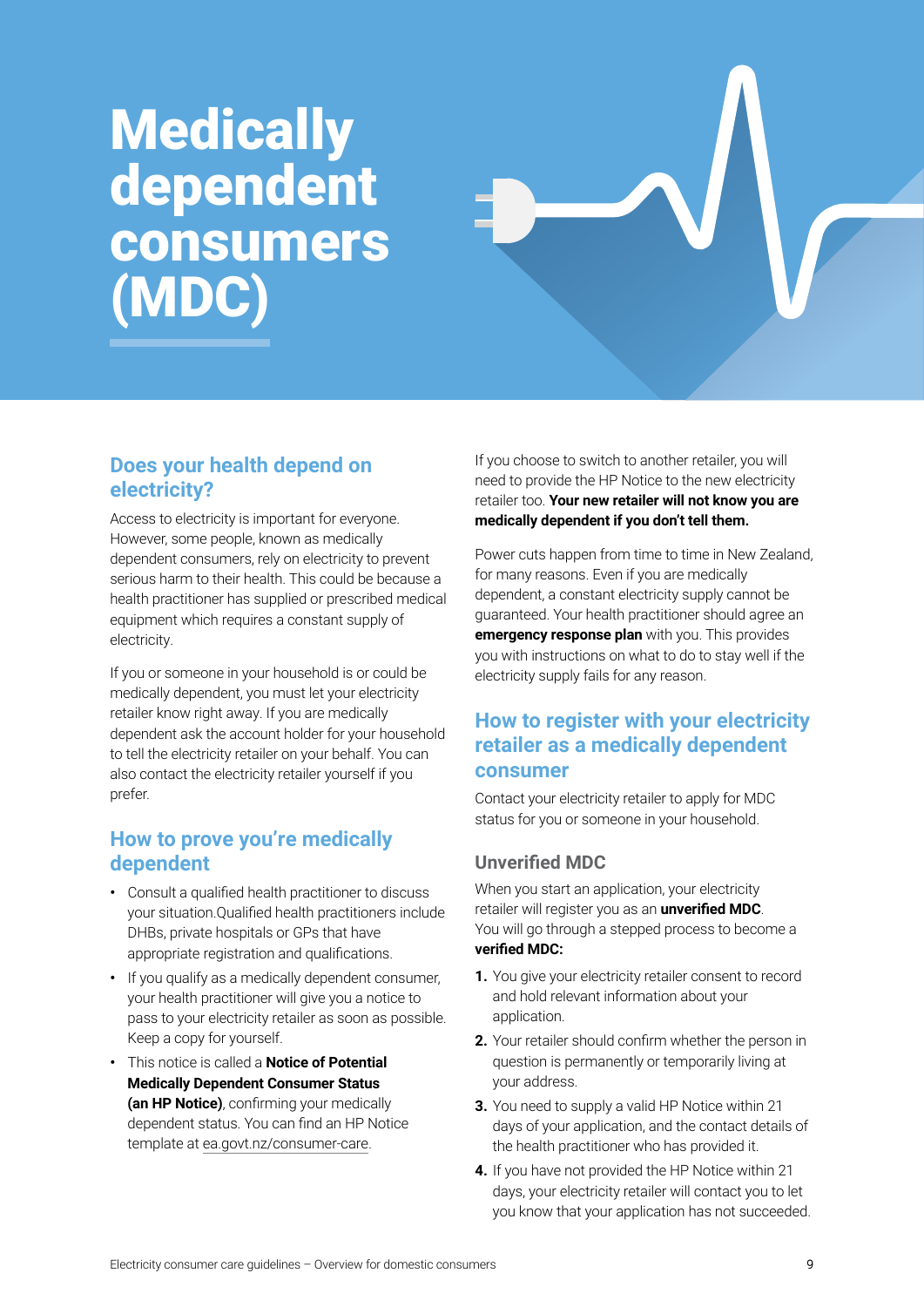# Medically dependent consumers (MDC)

## Does your health depend on electricity?

Access to electricity is important for everyone. However, some people, known as medically dependent consumers, rely on electricity to prevent serious harm to their health. This could be because a health practitioner has supplied or prescribed medical equipment which requires a constant supply of electricity.

If you or someone in your household is or could be medically dependent, you must let your electricity retailer know right away. If you are medically dependent ask the account holder for your household to tell the electricity retailer on your behalf. You can also contact the electricity retailer yourself if you prefer.

## How to prove you're medically dependent

- Consult a qualified health practitioner to discuss your situation.Qualified health practitioners include DHBs, private hospitals or GPs that have appropriate registration and qualifications.
- If you qualify as a medically dependent consumer, your health practitioner will give you a notice to pass to your electricity retailer as soon as possible. Keep a copy for yourself.
- This notice is called a **Notice of Potential Medically Dependent Consumer Status (an HP Notice)**, confirming your medically dependent status. You can find an HP Notice template at ea.govt.nz/consumer-care.

If you choose to switch to another retailer, you will need to provide the HP Notice to the new electricity retailer too. **Your new retailer will not know you are medically dependent if you don't tell them.**

Power cuts happen from time to time in New Zealand, for many reasons. Even if you are medically dependent, a constant electricity supply cannot be guaranteed. Your health practitioner should agree an **emergency response plan** with you. This provides you with instructions on what to do to stay well if the electricity supply fails for any reason.

## How to register with your electricity retailer as a medically dependent consumer

Contact your electricity retailer to apply for MDC status for you or someone in your household.

### Unverified MDC

When you start an application, your electricity retailer will register you as an **unverified MDC**. You will go through a stepped process to become a **verified MDC:**

1. You give your electricity retailer consent to record and hold relevant information about your application.
2. Your retailer should confirm whether the person in question is permanently or temporarily living at your address.
3. You need to supply a valid HP Notice within 21 days of your application, and the contact details of the health practitioner who has provided it.
4. If you have not provided the HP Notice within 21 days, your electricity retailer will contact you to let you know that your application has not succeeded.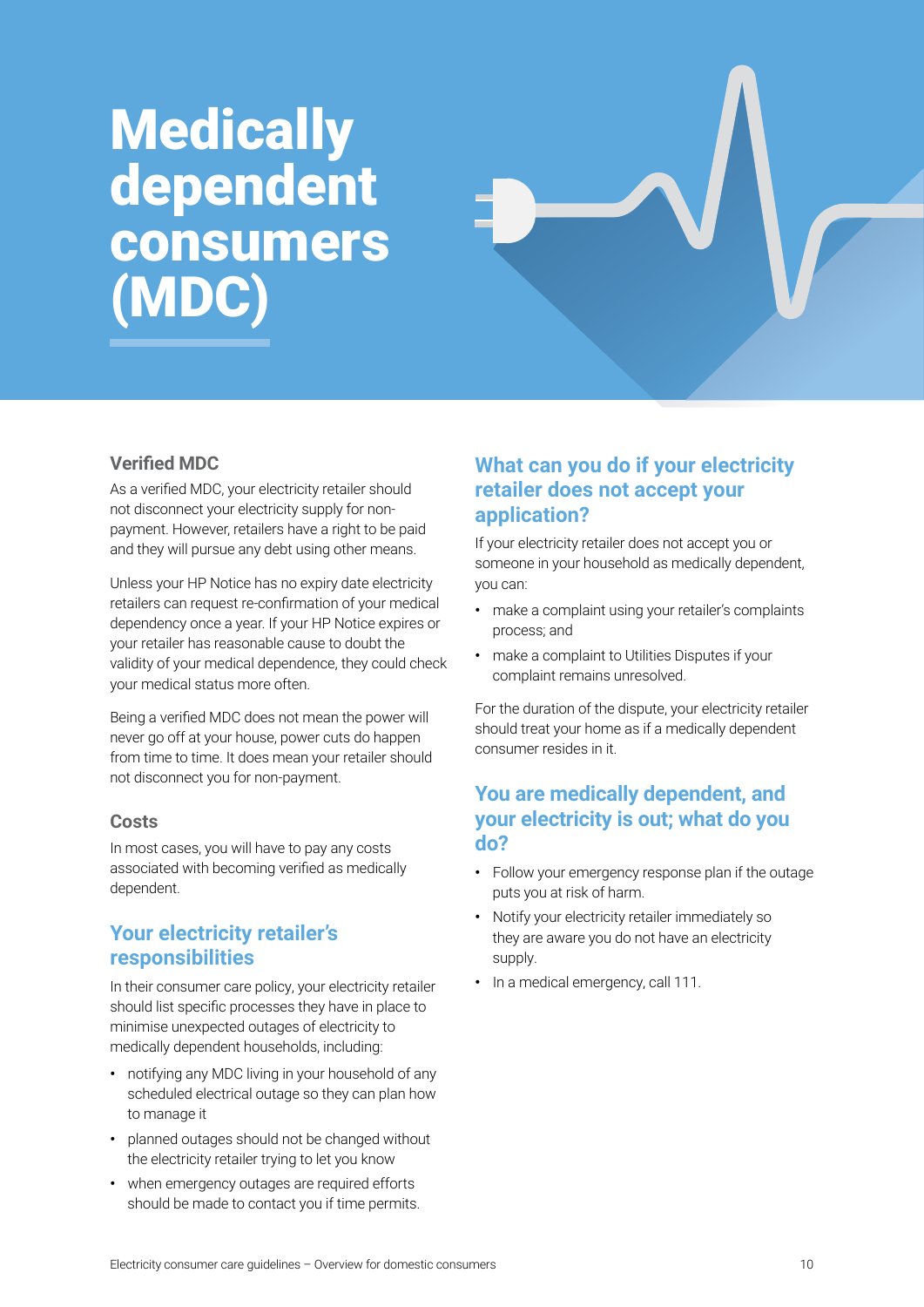# Medically dependent consumers (MDC)

### Verified MDC

As a verified MDC, your electricity retailer should not disconnect your electricity supply for non-payment. However, retailers have a right to be paid and they will pursue any debt using other means.

Unless your HP Notice has no expiry date electricity retailers can request re-confirmation of your medical dependency once a year. If your HP Notice expires or your retailer has reasonable cause to doubt the validity of your medical dependence, they could check your medical status more often.

Being a verified MDC does not mean the power will never go off at your house, power cuts do happen from time to time. It does mean your retailer should not disconnect you for non-payment.

### Costs

In most cases, you will have to pay any costs associated with becoming verified as medically dependent.

## Your electricity retailer's responsibilities

In their consumer care policy, your electricity retailer should list specific processes they have in place to minimise unexpected outages of electricity to medically dependent households, including:

- notifying any MDC living in your household of any scheduled electrical outage so they can plan how to manage it
- planned outages should not be changed without the electricity retailer trying to let you know
- when emergency outages are required efforts should be made to contact you if time permits.

## What can you do if your electricity retailer does not accept your application?

If your electricity retailer does not accept you or someone in your household as medically dependent, you can:

- make a complaint using your retailer's complaints process; and
- make a complaint to Utilities Disputes if your complaint remains unresolved.

For the duration of the dispute, your electricity retailer should treat your home as if a medically dependent consumer resides in it.

## You are medically dependent, and your electricity is out; what do you do?

- Follow your emergency response plan if the outage puts you at risk of harm.
- Notify your electricity retailer immediately so they are aware you do not have an electricity supply.
- In a medical emergency, call 111.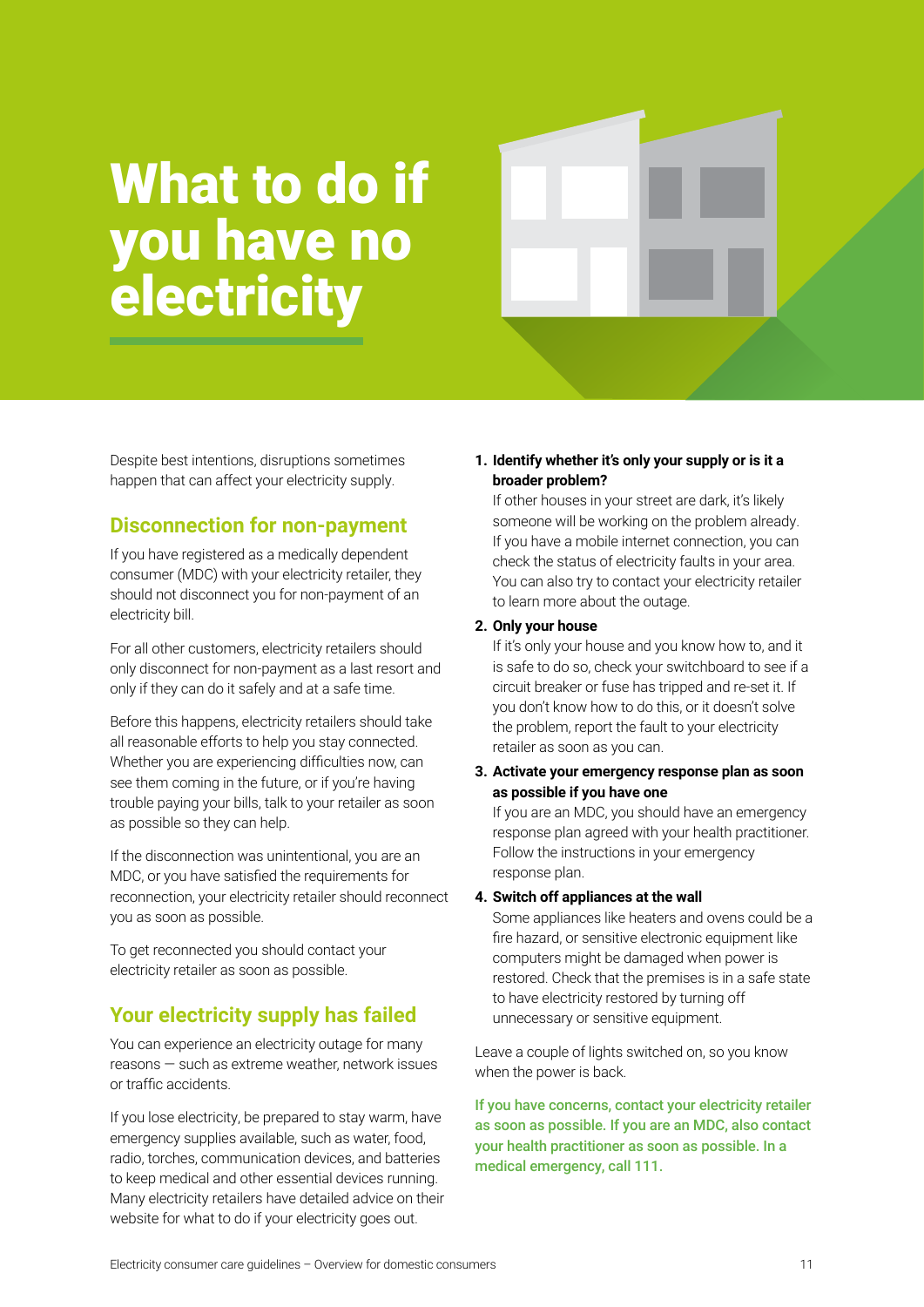# What to do if you have no electricity

Despite best intentions, disruptions sometimes happen that can affect your electricity supply.

## Disconnection for non-payment

If you have registered as a medically dependent consumer (MDC) with your electricity retailer, they should not disconnect you for non-payment of an electricity bill.

For all other customers, electricity retailers should only disconnect for non-payment as a last resort and only if they can do it safely and at a safe time.

Before this happens, electricity retailers should take all reasonable efforts to help you stay connected. Whether you are experiencing difficulties now, can see them coming in the future, or if you're having trouble paying your bills, talk to your retailer as soon as possible so they can help.

If the disconnection was unintentional, you are an MDC, or you have satisfied the requirements for reconnection, your electricity retailer should reconnect you as soon as possible.

To get reconnected you should contact your electricity retailer as soon as possible.

## Your electricity supply has failed

You can experience an electricity outage for many reasons — such as extreme weather, network issues or traffic accidents.

If you lose electricity, be prepared to stay warm, have emergency supplies available, such as water, food, radio, torches, communication devices, and batteries to keep medical and other essential devices running. Many electricity retailers have detailed advice on their website for what to do if your electricity goes out.

1. **Identify whether it's only your supply or is it a broader problem?**
   If other houses in your street are dark, it's likely someone will be working on the problem already. If you have a mobile internet connection, you can check the status of electricity faults in your area. You can also try to contact your electricity retailer to learn more about the outage.
2. **Only your house**
   If it's only your house and you know how to, and it is safe to do so, check your switchboard to see if a circuit breaker or fuse has tripped and re-set it. If you don't know how to do this, or it doesn't solve the problem, report the fault to your electricity retailer as soon as you can.
3. **Activate your emergency response plan as soon as possible if you have one**
   If you are an MDC, you should have an emergency response plan agreed with your health practitioner. Follow the instructions in your emergency response plan.
4. **Switch off appliances at the wall**
   Some appliances like heaters and ovens could be a fire hazard, or sensitive electronic equipment like computers might be damaged when power is restored. Check that the premises is in a safe state to have electricity restored by turning off unnecessary or sensitive equipment.

Leave a couple of lights switched on, so you know when the power is back.

**If you have concerns, contact your electricity retailer as soon as possible. If you are an MDC, also contact your health practitioner as soon as possible. In a medical emergency, call 111.**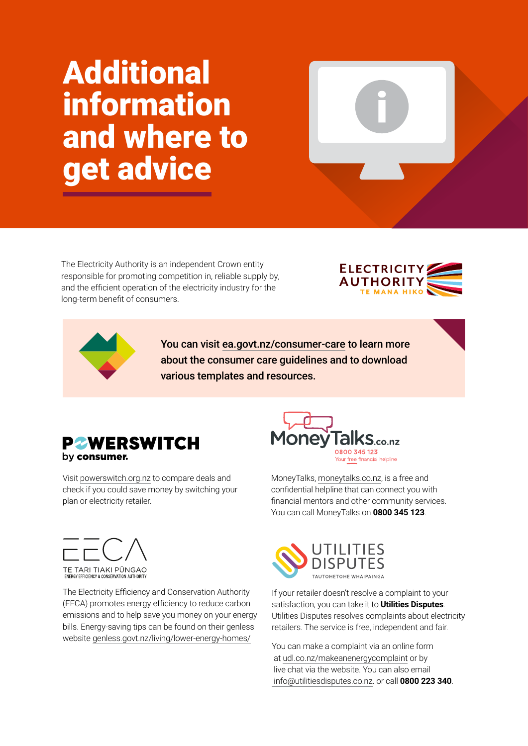# Additional information and where to get advice

The Electricity Authority is an independent Crown entity responsible for promoting competition in, reliable supply by, and the efficient operation of the electricity industry for the long-term benefit of consumers.

ELECTRICITY AUTHORITY
TE MANA HIKO

**You can visit ea.govt.nz/consumer-care to learn more about the consumer care guidelines and to download various templates and resources.**

**POWERSWITCH by consumer.**

Visit powerswitch.org.nz to compare deals and check if you could save money by switching your plan or electricity retailer.

**MoneyTalks.co.nz**
0800 345 123
Your free financial helpline

MoneyTalks, moneytalks.co.nz, is a free and confidential helpline that can connect you with financial mentors and other community services. You can call MoneyTalks on **0800 345 123**.

**EECA**
TE TARI TIAKI PŪNGAO
ENERGY EFFICIENCY & CONSERVATION AUTHORITY

The Electricity Efficiency and Conservation Authority (EECA) promotes energy efficiency to reduce carbon emissions and to help save you money on your energy bills. Energy-saving tips can be found on their genless website genless.govt.nz/living/lower-energy-homes/

**UTILITIES DISPUTES**
TAUTOHETOHE WHAIPAINGA

If your retailer doesn't resolve a complaint to your satisfaction, you can take it to **Utilities Disputes**. Utilities Disputes resolves complaints about electricity retailers. The service is free, independent and fair.

You can make a complaint via an online form at udl.co.nz/makeanenergycomplaint or by live chat via the website. You can also email info@utilitiesdisputes.co.nz. or call **0800 223 340**.